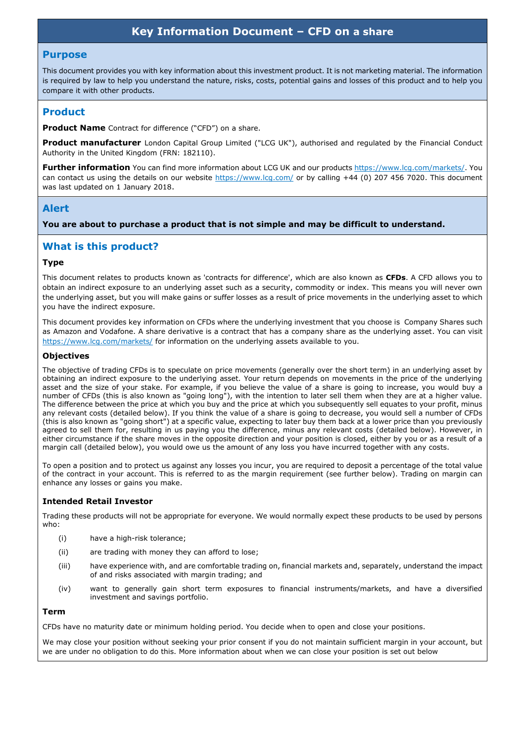# Key Information Document – CFD on a share

## Purpose

This document provides you with key information about this investment product. It is not marketing material. The information is required by law to help you understand the nature, risks, costs, potential gains and losses of this product and to help you compare it with other products.

## Product

**Product Name** Contract for difference ("CFD") on a share.

**Product manufacturer** London Capital Group Limited ("LCG UK"), authorised and regulated by the Financial Conduct Authority in the United Kingdom (FRN: 182110).

**Further information** You can find more information about LCG UK and our products https://www.lcg.com/markets/. You can contact us using the details on our website https://www.lcg.com/ or by calling +44 (0) 207 456 7020. This document was last updated on 1 January 2018.

## Alert

**You are about to purchase a product that is not simple and may be difficult to understand.**

## What is this product?

### Type

This document relates to products known as 'contracts for difference', which are also known as **CFDs**. A CFD allows you to obtain an indirect exposure to an underlying asset such as a security, commodity or index. This means you will never own the underlying asset, but you will make gains or suffer losses as a result of price movements in the underlying asset to which you have the indirect exposure.

This document provides key information on CFDs where the underlying investment that you choose is Company Shares such as Amazon and Vodafone. A share derivative is a contract that has a company share as the underlying asset. You can visit https://www.lcg.com/markets/ for information on the underlying assets available to you.

### Objectives

The objective of trading CFDs is to speculate on price movements (generally over the short term) in an underlying asset by obtaining an indirect exposure to the underlying asset. Your return depends on movements in the price of the underlying asset and the size of your stake. For example, if you believe the value of a share is going to increase, you would buy a number of CFDs (this is also known as "going long"), with the intention to later sell them when they are at a higher value. The difference between the price at which you buy and the price at which you subsequently sell equates to your profit, minus any relevant costs (detailed below). If you think the value of a share is going to decrease, you would sell a number of CFDs (this is also known as "going short") at a specific value, expecting to later buy them back at a lower price than you previously agreed to sell them for, resulting in us paying you the difference, minus any relevant costs (detailed below). However, in either circumstance if the share moves in the opposite direction and your position is closed, either by you or as a result of a margin call (detailed below), you would owe us the amount of any loss you have incurred together with any costs.

To open a position and to protect us against any losses you incur, you are required to deposit a percentage of the total value of the contract in your account. This is referred to as the margin requirement (see further below). Trading on margin can enhance any losses or gains you make.

### Intended Retail Investor

Trading these products will not be appropriate for everyone. We would normally expect these products to be used by persons who:

(i) have a high-risk tolerance;

(ii) are trading with money they can afford to lose;

(iii) have experience with, and are comfortable trading on, financial markets and, separately, understand the impact of and risks associated with margin trading; and

(iv) want to generally gain short term exposures to financial instruments/markets, and have a diversified investment and savings portfolio.

### Term

CFDs have no maturity date or minimum holding period. You decide when to open and close your positions.

We may close your position without seeking your prior consent if you do not maintain sufficient margin in your account, but we are under no obligation to do this. More information about when we can close your position is set out below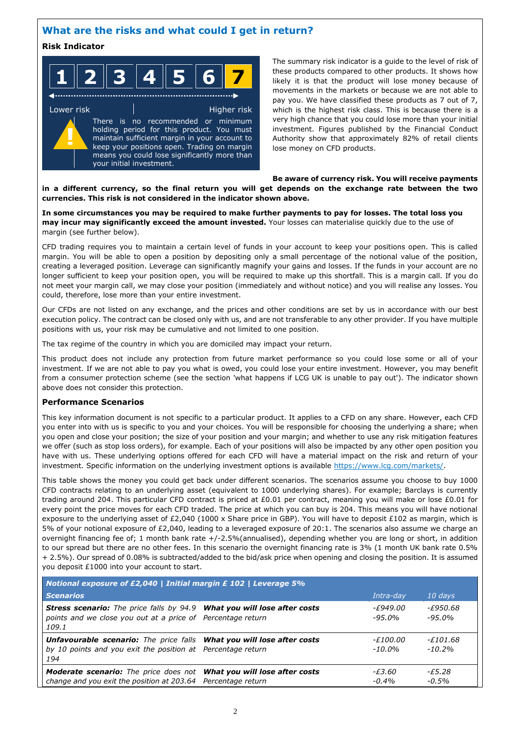## What are the risks and what could I get in return?

### Risk Indicator

| 1 | 2 | 3 | 4 | 5 | 6 | **7** |
|---|---|---|---|---|---|---|

Lower risk — Higher risk

There is no recommended or minimum holding period for this product. You must maintain sufficient margin in your account to keep your positions open. Trading on margin means you could lose significantly more than your initial investment.

The summary risk indicator is a guide to the level of risk of these products compared to other products. It shows how likely it is that the product will lose money because of movements in the markets or because we are not able to pay you. We have classified these products as 7 out of 7, which is the highest risk class. This is because there is a very high chance that you could lose more than your initial investment. Figures published by the Financial Conduct Authority show that approximately 82% of retail clients lose money on CFD products.

**Be aware of currency risk. You will receive payments in a different currency, so the final return you will get depends on the exchange rate between the two currencies. This risk is not considered in the indicator shown above.**

**In some circumstances you may be required to make further payments to pay for losses. The total loss you may incur may significantly exceed the amount invested.** Your losses can materialise quickly due to the use of margin (see further below).

CFD trading requires you to maintain a certain level of funds in your account to keep your positions open. This is called margin. You will be able to open a position by depositing only a small percentage of the notional value of the position, creating a leveraged position. Leverage can significantly magnify your gains and losses. If the funds in your account are no longer sufficient to keep your position open, you will be required to make up this shortfall. This is a margin call. If you do not meet your margin call, we may close your position (immediately and without notice) and you will realise any losses. You could, therefore, lose more than your entire investment.

Our CFDs are not listed on any exchange, and the prices and other conditions are set by us in accordance with our best execution policy. The contract can be closed only with us, and are not transferable to any other provider. If you have multiple positions with us, your risk may be cumulative and not limited to one position.

The tax regime of the country in which you are domiciled may impact your return.

This product does not include any protection from future market performance so you could lose some or all of your investment. If we are not able to pay you what is owed, you could lose your entire investment. However, you may benefit from a consumer protection scheme (see the section 'what happens if LCG UK is unable to pay out'). The indicator shown above does not consider this protection.

### Performance Scenarios

This key information document is not specific to a particular product. It applies to a CFD on any share. However, each CFD you enter into with us is specific to you and your choices. You will be responsible for choosing the underlying a share; when you open and close your position; the size of your position and your margin; and whether to use any risk mitigation features we offer (such as stop loss orders), for example. Each of your positions will also be impacted by any other open position you have with us. These underlying options offered for each CFD will have a material impact on the risk and return of your investment. Specific information on the underlying investment options is available https://www.lcg.com/markets/.

This table shows the money you could get back under different scenarios. The scenarios assume you choose to buy 1000 CFD contracts relating to an underlying asset (equivalent to 1000 underlying shares). For example; Barclays is currently trading around 204. This particular CFD contract is priced at £0.01 per contract, meaning you will make or lose £0.01 for every point the price moves for each CFD traded. The price at which you can buy is 204. This means you will have notional exposure to the underlying asset of £2,040 (1000 x Share price in GBP). You will have to deposit £102 as margin, which is 5% of your notional exposure of £2,040, leading to a leveraged exposure of 20:1. The scenarios also assume we charge an overnight financing fee of; 1 month bank rate +/-2.5%(annualised), depending whether you are long or short, in addition to our spread but there are no other fees. In this scenario the overnight financing rate is 3% (1 month UK bank rate 0.5% + 2.5%). Our spread of 0.08% is subtracted/added to the bid/ask price when opening and closing the position. It is assumed you deposit £1000 into your account to start.

| ***Notional exposure of £2,040 \| Initial margin £ 102 \| Leverage 5%*** | | | |
|---|---|---|---|
| ***Scenarios*** | | *Intra-day* | *10 days* |
| ***Stress scenario:*** *The price falls by 94.9 points and we close you out at a price of 109.1* | ***What you will lose after costs*** <br> *Percentage return* | *-£949.00* <br> *-95.0%* | *-£950.68* <br> *-95.0%* |
| ***Unfavourable scenario:*** *The price falls by 10 points and you exit the position at 194* | ***What you will lose after costs*** <br> *Percentage return* | *-£100.00* <br> *-10.0%* | *-£101.68* <br> *-10.2%* |
| ***Moderate scenario:*** *The price does not change and you exit the position at 203.64* | ***What you will lose after costs*** <br> *Percentage return* | *-£3.60* <br> *-0.4%* | *-£5.28* <br> *-0.5%* |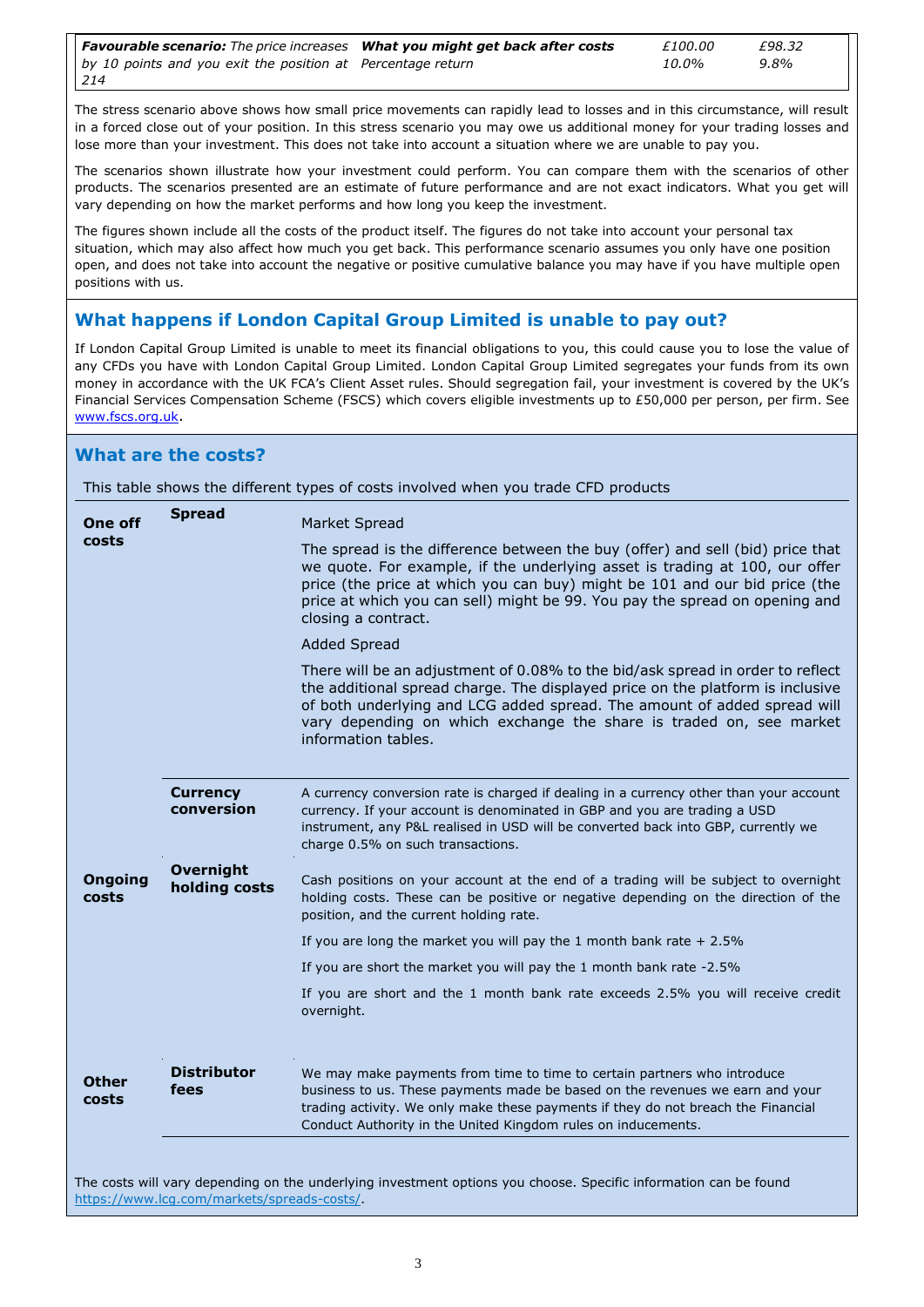| | | | |
|---|---|---|---|
| ***Favourable scenario:*** *The price increases by 10 points and you exit the position at 214* | ***What you might get back after costs*** <br> *Percentage return* | *£100.00* <br> *10.0%* | *£98.32* <br> *9.8%* |

The stress scenario above shows how small price movements can rapidly lead to losses and in this circumstance, will result in a forced close out of your position. In this stress scenario you may owe us additional money for your trading losses and lose more than your investment. This does not take into account a situation where we are unable to pay you.

The scenarios shown illustrate how your investment could perform. You can compare them with the scenarios of other products. The scenarios presented are an estimate of future performance and are not exact indicators. What you get will vary depending on how the market performs and how long you keep the investment.

The figures shown include all the costs of the product itself. The figures do not take into account your personal tax situation, which may also affect how much you get back. This performance scenario assumes you only have one position open, and does not take into account the negative or positive cumulative balance you may have if you have multiple open positions with us.

## What happens if London Capital Group Limited is unable to pay out?

If London Capital Group Limited is unable to meet its financial obligations to you, this could cause you to lose the value of any CFDs you have with London Capital Group Limited. London Capital Group Limited segregates your funds from its own money in accordance with the UK FCA's Client Asset rules. Should segregation fail, your investment is covered by the UK's Financial Services Compensation Scheme (FSCS) which covers eligible investments up to £50,000 per person, per firm. See www.fscs.org.uk.

## What are the costs?

This table shows the different types of costs involved when you trade CFD products

| | | |
|---|---|---|
| **One off costs** | **Spread** | Market Spread<br><br>The spread is the difference between the buy (offer) and sell (bid) price that we quote. For example, if the underlying asset is trading at 100, our offer price (the price at which you can buy) might be 101 and our bid price (the price at which you can sell) might be 99. You pay the spread on opening and closing a contract.<br><br>Added Spread<br><br>There will be an adjustment of 0.08% to the bid/ask spread in order to reflect the additional spread charge. The displayed price on the platform is inclusive of both underlying and LCG added spread. The amount of added spread will vary depending on which exchange the share is traded on, see market information tables. |
| | **Currency conversion** | A currency conversion rate is charged if dealing in a currency other than your account currency. If your account is denominated in GBP and you are trading a USD instrument, any P&L realised in USD will be converted back into GBP, currently we charge 0.5% on such transactions. |
| **Ongoing costs** | **Overnight holding costs** | Cash positions on your account at the end of a trading will be subject to overnight holding costs. These can be positive or negative depending on the direction of the position, and the current holding rate.<br><br>If you are long the market you will pay the 1 month bank rate + 2.5%<br><br>If you are short the market you will pay the 1 month bank rate -2.5%<br><br>If you are short and the 1 month bank rate exceeds 2.5% you will receive credit overnight. |
| **Other costs** | **Distributor fees** | We may make payments from time to time to certain partners who introduce business to us. These payments made be based on the revenues we earn and your trading activity. We only make these payments if they do not breach the Financial Conduct Authority in the United Kingdom rules on inducements. |

The costs will vary depending on the underlying investment options you choose. Specific information can be found https://www.lcg.com/markets/spreads-costs/.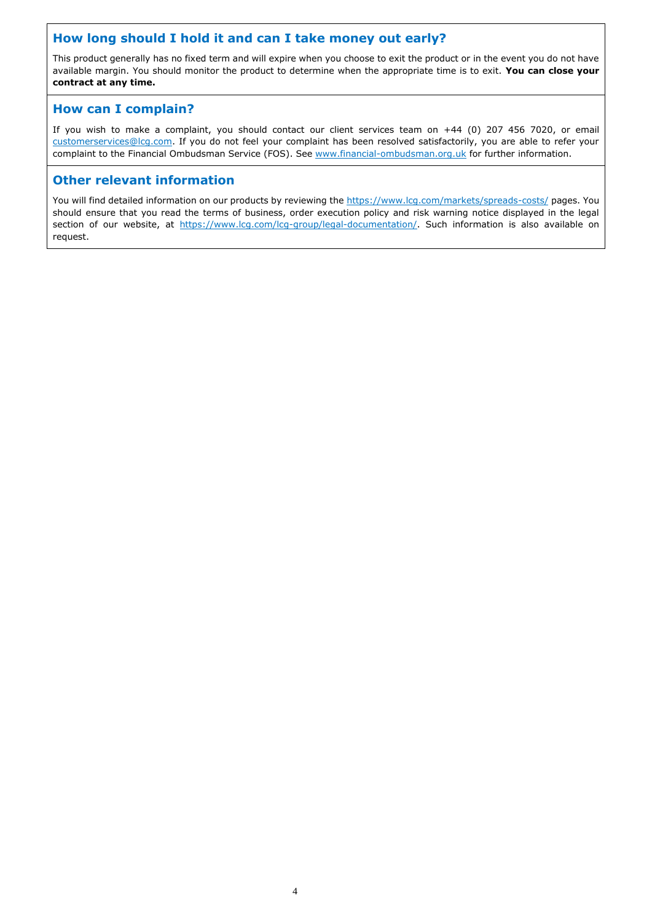## How long should I hold it and can I take money out early?

This product generally has no fixed term and will expire when you choose to exit the product or in the event you do not have available margin. You should monitor the product to determine when the appropriate time is to exit. **You can close your contract at any time.**

## How can I complain?

If you wish to make a complaint, you should contact our client services team on +44 (0) 207 456 7020, or email customerservices@lcg.com. If you do not feel your complaint has been resolved satisfactorily, you are able to refer your complaint to the Financial Ombudsman Service (FOS). See www.financial-ombudsman.org.uk for further information.

## Other relevant information

You will find detailed information on our products by reviewing the https://www.lcg.com/markets/spreads-costs/ pages. You should ensure that you read the terms of business, order execution policy and risk warning notice displayed in the legal section of our website, at https://www.lcg.com/lcg-group/legal-documentation/. Such information is also available on request.